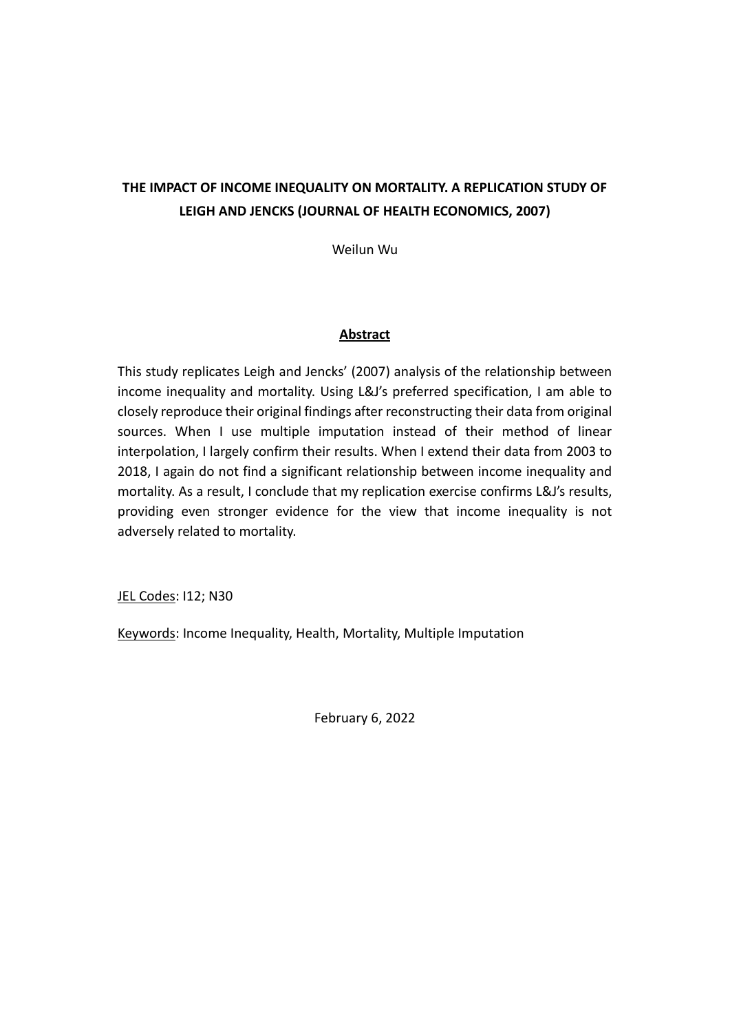# THE IMPACT OF INCOME INEQUALITY ON MORTALITY. A REPLICATION STUDY OF LEIGH AND JENCKS (JOURNAL OF HEALTH ECONOMICS, 2007)

Weilun Wu

## Abstract

This study replicates Leigh and Jencks' (2007) analysis of the relationship between income inequality and mortality. Using L&J's preferred specification, I am able to closely reproduce their original findings after reconstructing their data from original sources. When I use multiple imputation instead of their method of linear interpolation, I largely confirm their results. When I extend their data from 2003 to 2018, I again do not find a significant relationship between income inequality and mortality. As a result, I conclude that my replication exercise confirms L&J's results, providing even stronger evidence for the view that income inequality is not adversely related to mortality.

JEL Codes: I12; N30

Keywords: Income Inequality, Health, Mortality, Multiple Imputation

February 6, 2022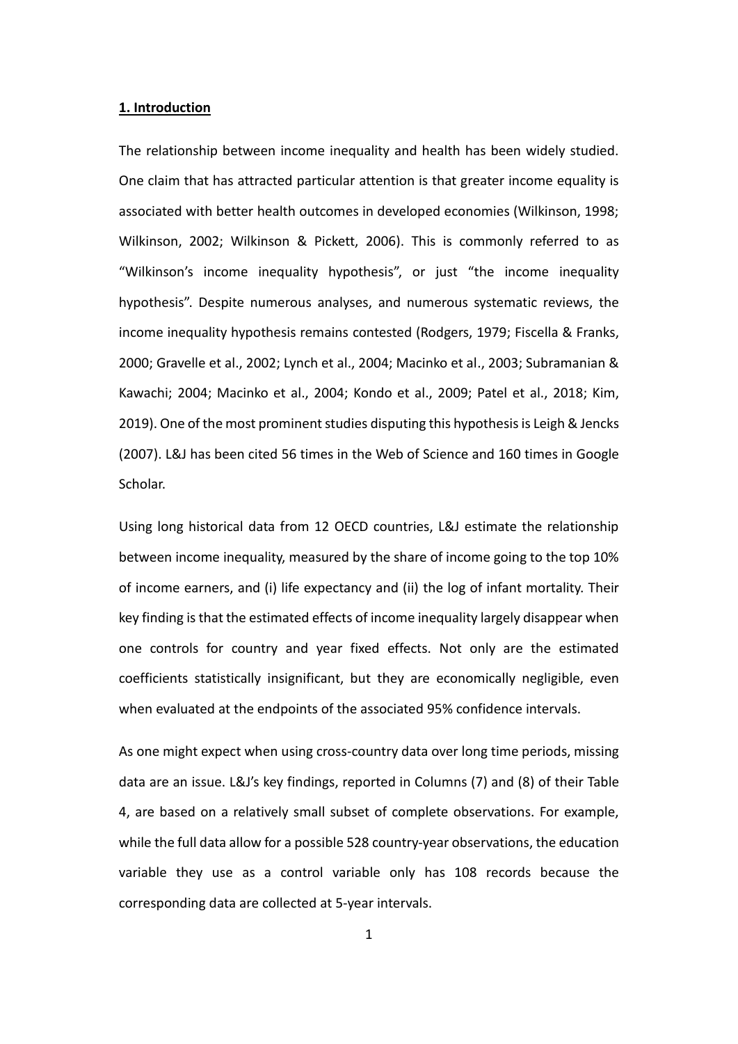## 1. Introduction

The relationship between income inequality and health has been widely studied. One claim that has attracted particular attention is that greater income equality is associated with better health outcomes in developed economies (Wilkinson, 1998; Wilkinson, 2002; Wilkinson & Pickett, 2006). This is commonly referred to as "Wilkinson's income inequality hypothesis", or just "the income inequality hypothesis". Despite numerous analyses, and numerous systematic reviews, the income inequality hypothesis remains contested (Rodgers, 1979; Fiscella & Franks, 2000; Gravelle et al., 2002; Lynch et al., 2004; Macinko et al., 2003; Subramanian & Kawachi; 2004; Macinko et al., 2004; Kondo et al., 2009; Patel et al., 2018; Kim, 2019). One of the most prominent studies disputing this hypothesis is Leigh & Jencks (2007). L&J has been cited 56 times in the Web of Science and 160 times in Google Scholar.

Using long historical data from 12 OECD countries, L&J estimate the relationship between income inequality, measured by the share of income going to the top 10% of income earners, and (i) life expectancy and (ii) the log of infant mortality. Their key finding is that the estimated effects of income inequality largely disappear when one controls for country and year fixed effects. Not only are the estimated coefficients statistically insignificant, but they are economically negligible, even when evaluated at the endpoints of the associated 95% confidence intervals.

As one might expect when using cross-country data over long time periods, missing data are an issue. L&J's key findings, reported in Columns (7) and (8) of their Table 4, are based on a relatively small subset of complete observations. For example, while the full data allow for a possible 528 country-year observations, the education variable they use as a control variable only has 108 records because the corresponding data are collected at 5-year intervals.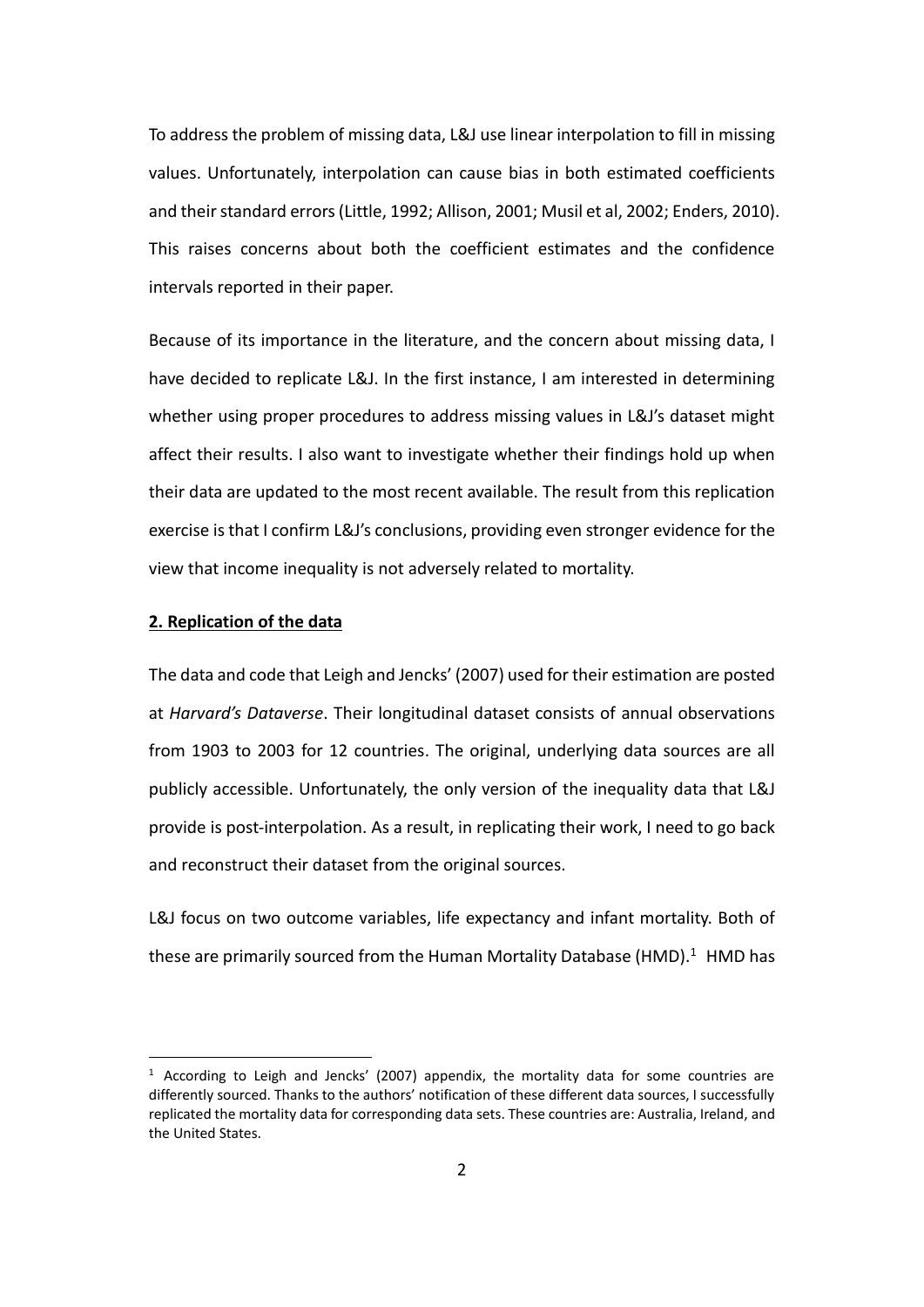To address the problem of missing data, L&J use linear interpolation to fill in missing values. Unfortunately, interpolation can cause bias in both estimated coefficients and their standard errors (Little, 1992; Allison, 2001; Musil et al, 2002; Enders, 2010). This raises concerns about both the coefficient estimates and the confidence intervals reported in their paper.

Because of its importance in the literature, and the concern about missing data, I have decided to replicate L&J. In the first instance, I am interested in determining whether using proper procedures to address missing values in L&J's dataset might affect their results. I also want to investigate whether their findings hold up when their data are updated to the most recent available. The result from this replication exercise is that I confirm L&J's conclusions, providing even stronger evidence for the view that income inequality is not adversely related to mortality.

## 2. Replication of the data

The data and code that Leigh and Jencks' (2007) used for their estimation are posted at *Harvard's Dataverse*. Their longitudinal dataset consists of annual observations from 1903 to 2003 for 12 countries. The original, underlying data sources are all publicly accessible. Unfortunately, the only version of the inequality data that L&J provide is post-interpolation. As a result, in replicating their work, I need to go back and reconstruct their dataset from the original sources.

L&J focus on two outcome variables, life expectancy and infant mortality. Both of these are primarily sourced from the Human Mortality Database (HMD).[1] HMD has

[1] According to Leigh and Jencks' (2007) appendix, the mortality data for some countries are differently sourced. Thanks to the authors' notification of these different data sources, I successfully replicated the mortality data for corresponding data sets. These countries are: Australia, Ireland, and the United States.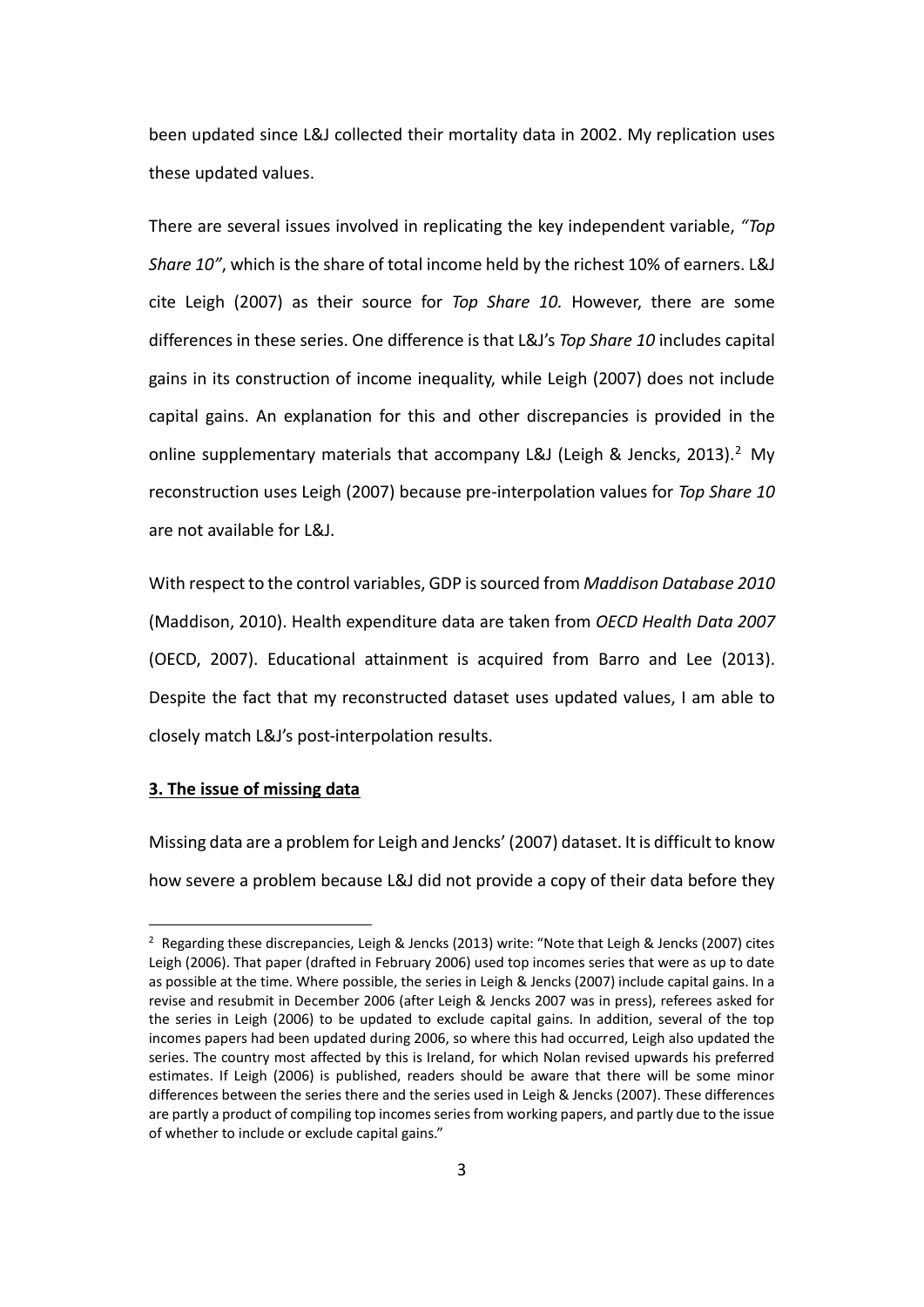been updated since L&J collected their mortality data in 2002. My replication uses these updated values.

There are several issues involved in replicating the key independent variable, *"Top Share 10"*, which is the share of total income held by the richest 10% of earners. L&J cite Leigh (2007) as their source for *Top Share 10.* However, there are some differences in these series. One difference is that L&J's *Top Share 10* includes capital gains in its construction of income inequality, while Leigh (2007) does not include capital gains. An explanation for this and other discrepancies is provided in the online supplementary materials that accompany L&J (Leigh & Jencks, 2013).[2] My reconstruction uses Leigh (2007) because pre-interpolation values for *Top Share 10* are not available for L&J.

With respect to the control variables, GDP is sourced from *Maddison Database 2010* (Maddison, 2010). Health expenditure data are taken from *OECD Health Data 2007* (OECD, 2007). Educational attainment is acquired from Barro and Lee (2013). Despite the fact that my reconstructed dataset uses updated values, I am able to closely match L&J's post-interpolation results.

## 3. The issue of missing data

Missing data are a problem for Leigh and Jencks' (2007) dataset. It is difficult to know how severe a problem because L&J did not provide a copy of their data before they

[2] Regarding these discrepancies, Leigh & Jencks (2013) write: "Note that Leigh & Jencks (2007) cites Leigh (2006). That paper (drafted in February 2006) used top incomes series that were as up to date as possible at the time. Where possible, the series in Leigh & Jencks (2007) include capital gains. In a revise and resubmit in December 2006 (after Leigh & Jencks 2007 was in press), referees asked for the series in Leigh (2006) to be updated to exclude capital gains. In addition, several of the top incomes papers had been updated during 2006, so where this had occurred, Leigh also updated the series. The country most affected by this is Ireland, for which Nolan revised upwards his preferred estimates. If Leigh (2006) is published, readers should be aware that there will be some minor differences between the series there and the series used in Leigh & Jencks (2007). These differences are partly a product of compiling top incomes series from working papers, and partly due to the issue of whether to include or exclude capital gains."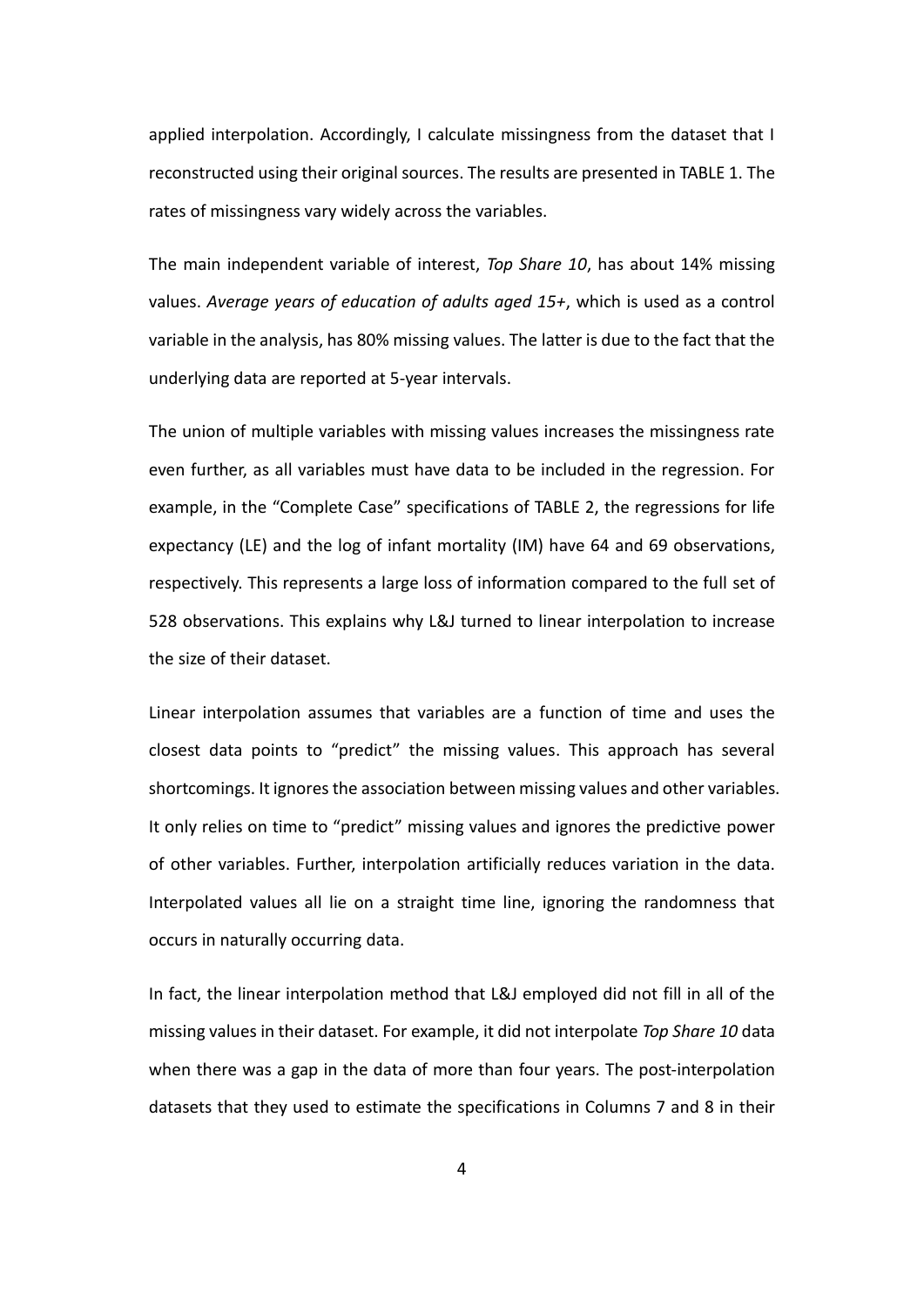applied interpolation. Accordingly, I calculate missingness from the dataset that I reconstructed using their original sources. The results are presented in TABLE 1. The rates of missingness vary widely across the variables.

The main independent variable of interest, *Top Share 10*, has about 14% missing values. *Average years of education of adults aged 15+*, which is used as a control variable in the analysis, has 80% missing values. The latter is due to the fact that the underlying data are reported at 5-year intervals.

The union of multiple variables with missing values increases the missingness rate even further, as all variables must have data to be included in the regression. For example, in the "Complete Case" specifications of TABLE 2, the regressions for life expectancy (LE) and the log of infant mortality (IM) have 64 and 69 observations, respectively. This represents a large loss of information compared to the full set of 528 observations. This explains why L&J turned to linear interpolation to increase the size of their dataset.

Linear interpolation assumes that variables are a function of time and uses the closest data points to "predict" the missing values. This approach has several shortcomings. It ignores the association between missing values and other variables. It only relies on time to "predict" missing values and ignores the predictive power of other variables. Further, interpolation artificially reduces variation in the data. Interpolated values all lie on a straight time line, ignoring the randomness that occurs in naturally occurring data.

In fact, the linear interpolation method that L&J employed did not fill in all of the missing values in their dataset. For example, it did not interpolate *Top Share 10* data when there was a gap in the data of more than four years. The post-interpolation datasets that they used to estimate the specifications in Columns 7 and 8 in their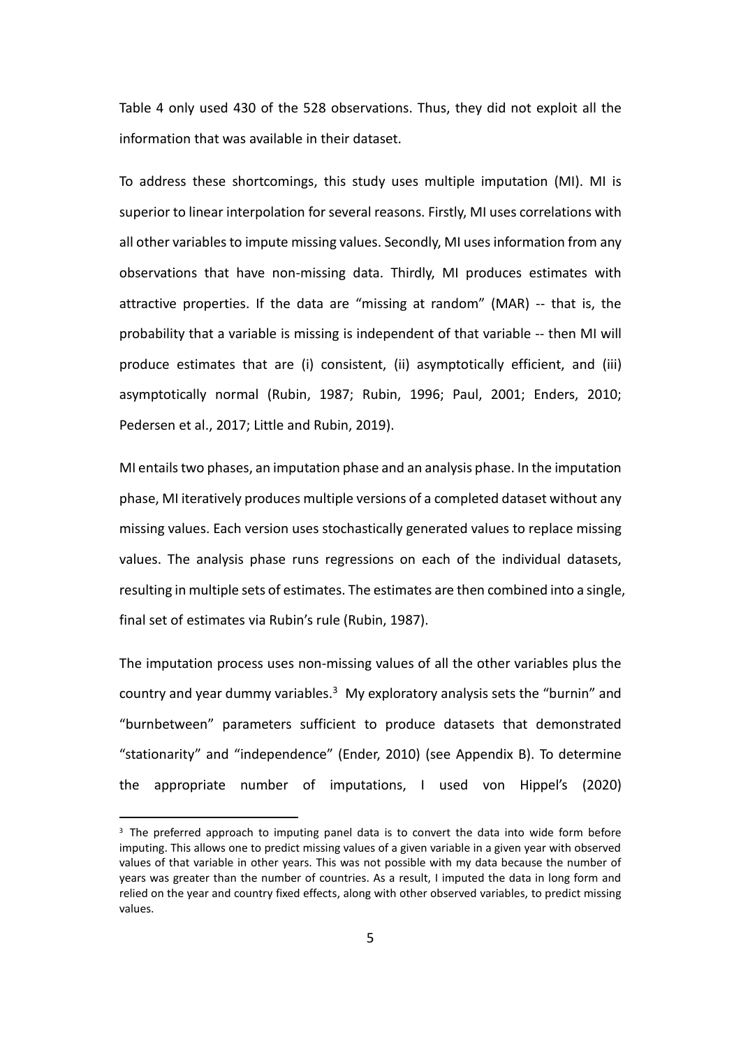Table 4 only used 430 of the 528 observations. Thus, they did not exploit all the information that was available in their dataset.

To address these shortcomings, this study uses multiple imputation (MI). MI is superior to linear interpolation for several reasons. Firstly, MI uses correlations with all other variables to impute missing values. Secondly, MI uses information from any observations that have non-missing data. Thirdly, MI produces estimates with attractive properties. If the data are "missing at random" (MAR) -- that is, the probability that a variable is missing is independent of that variable -- then MI will produce estimates that are (i) consistent, (ii) asymptotically efficient, and (iii) asymptotically normal (Rubin, 1987; Rubin, 1996; Paul, 2001; Enders, 2010; Pedersen et al., 2017; Little and Rubin, 2019).

MI entails two phases, an imputation phase and an analysis phase. In the imputation phase, MI iteratively produces multiple versions of a completed dataset without any missing values. Each version uses stochastically generated values to replace missing values. The analysis phase runs regressions on each of the individual datasets, resulting in multiple sets of estimates. The estimates are then combined into a single, final set of estimates via Rubin's rule (Rubin, 1987).

The imputation process uses non-missing values of all the other variables plus the country and year dummy variables.[3] My exploratory analysis sets the "burnin" and "burnbetween" parameters sufficient to produce datasets that demonstrated "stationarity" and "independence" (Ender, 2010) (see Appendix B). To determine the appropriate number of imputations, I used von Hippel's (2020)

[3] The preferred approach to imputing panel data is to convert the data into wide form before imputing. This allows one to predict missing values of a given variable in a given year with observed values of that variable in other years. This was not possible with my data because the number of years was greater than the number of countries. As a result, I imputed the data in long form and relied on the year and country fixed effects, along with other observed variables, to predict missing values.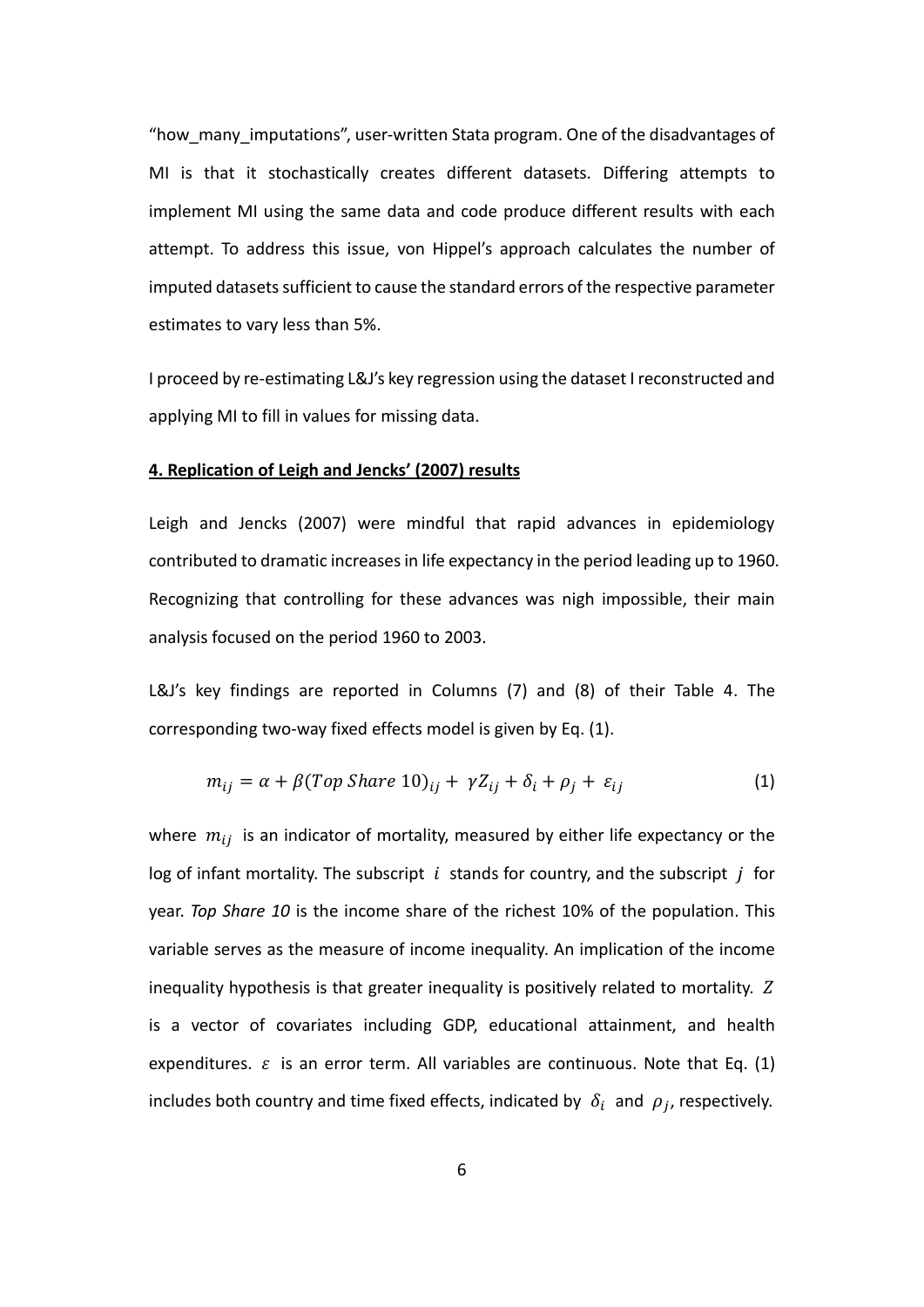“how_many_imputations”, user-written Stata program. One of the disadvantages of MI is that it stochastically creates different datasets. Differing attempts to implement MI using the same data and code produce different results with each attempt. To address this issue, von Hippel’s approach calculates the number of imputed datasets sufficient to cause the standard errors of the respective parameter estimates to vary less than 5%.

I proceed by re-estimating L&J’s key regression using the dataset I reconstructed and applying MI to fill in values for missing data.

## 4. Replication of Leigh and Jencks’ (2007) results

Leigh and Jencks (2007) were mindful that rapid advances in epidemiology contributed to dramatic increases in life expectancy in the period leading up to 1960. Recognizing that controlling for these advances was nigh impossible, their main analysis focused on the period 1960 to 2003.

L&J’s key findings are reported in Columns (7) and (8) of their Table 4. The corresponding two-way fixed effects model is given by Eq. (1).

$$m_{ij} = \alpha + \beta(Top\ Share\ 10)_{ij} + \gamma Z_{ij} + \delta_i + \rho_j + \varepsilon_{ij} \tag{1}$$

where $m_{ij}$ is an indicator of mortality, measured by either life expectancy or the log of infant mortality. The subscript $i$ stands for country, and the subscript $j$ for year. *Top Share 10* is the income share of the richest 10% of the population. This variable serves as the measure of income inequality. An implication of the income inequality hypothesis is that greater inequality is positively related to mortality. $Z$ is a vector of covariates including GDP, educational attainment, and health expenditures. $\varepsilon$ is an error term. All variables are continuous. Note that Eq. (1) includes both country and time fixed effects, indicated by $\delta_i$ and $\rho_j$, respectively.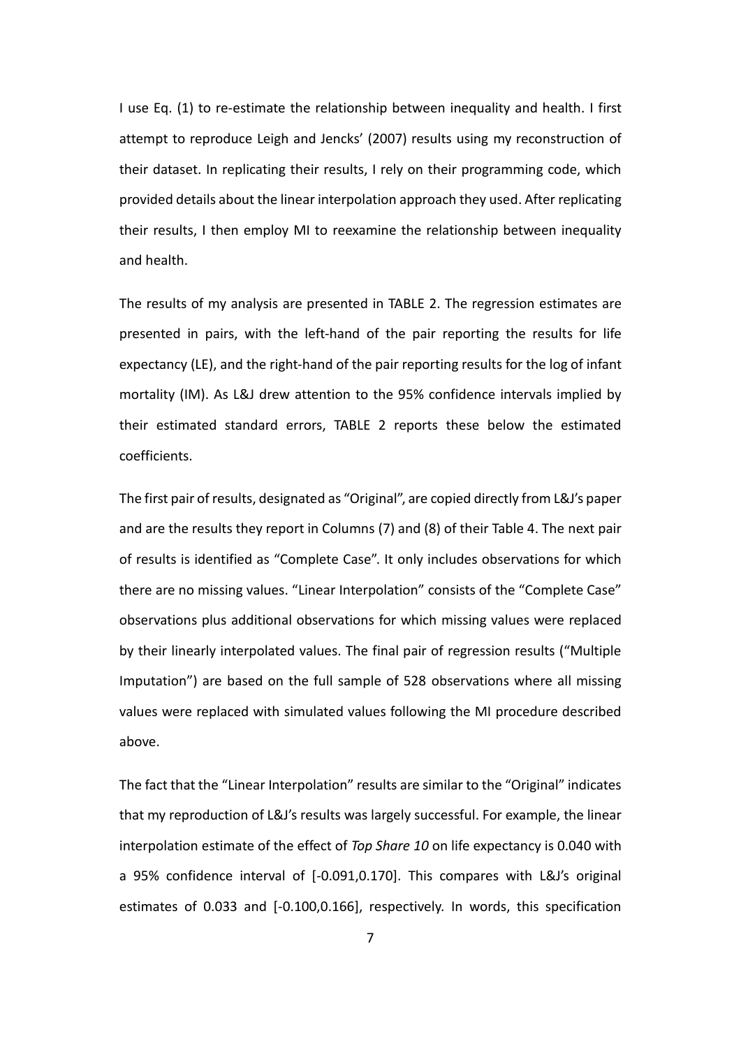I use Eq. (1) to re-estimate the relationship between inequality and health. I first attempt to reproduce Leigh and Jencks' (2007) results using my reconstruction of their dataset. In replicating their results, I rely on their programming code, which provided details about the linear interpolation approach they used. After replicating their results, I then employ MI to reexamine the relationship between inequality and health.

The results of my analysis are presented in TABLE 2. The regression estimates are presented in pairs, with the left-hand of the pair reporting the results for life expectancy (LE), and the right-hand of the pair reporting results for the log of infant mortality (IM). As L&J drew attention to the 95% confidence intervals implied by their estimated standard errors, TABLE 2 reports these below the estimated coefficients.

The first pair of results, designated as "Original", are copied directly from L&J's paper and are the results they report in Columns (7) and (8) of their Table 4. The next pair of results is identified as "Complete Case". It only includes observations for which there are no missing values. "Linear Interpolation" consists of the "Complete Case" observations plus additional observations for which missing values were replaced by their linearly interpolated values. The final pair of regression results ("Multiple Imputation") are based on the full sample of 528 observations where all missing values were replaced with simulated values following the MI procedure described above.

The fact that the "Linear Interpolation" results are similar to the "Original" indicates that my reproduction of L&J's results was largely successful. For example, the linear interpolation estimate of the effect of *Top Share 10* on life expectancy is 0.040 with a 95% confidence interval of [-0.091,0.170]. This compares with L&J's original estimates of 0.033 and [-0.100,0.166], respectively. In words, this specification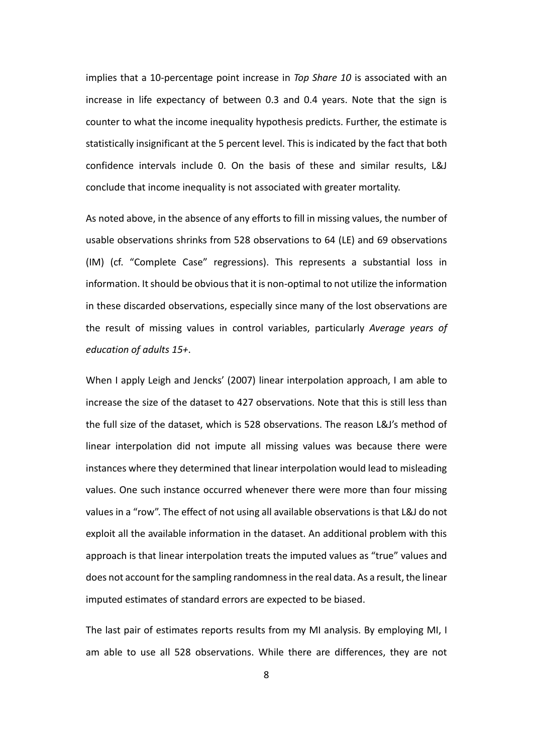implies that a 10-percentage point increase in *Top Share 10* is associated with an increase in life expectancy of between 0.3 and 0.4 years. Note that the sign is counter to what the income inequality hypothesis predicts. Further, the estimate is statistically insignificant at the 5 percent level. This is indicated by the fact that both confidence intervals include 0. On the basis of these and similar results, L&J conclude that income inequality is not associated with greater mortality.

As noted above, in the absence of any efforts to fill in missing values, the number of usable observations shrinks from 528 observations to 64 (LE) and 69 observations (IM) (cf. "Complete Case" regressions). This represents a substantial loss in information. It should be obvious that it is non-optimal to not utilize the information in these discarded observations, especially since many of the lost observations are the result of missing values in control variables, particularly *Average years of education of adults 15+*.

When I apply Leigh and Jencks' (2007) linear interpolation approach, I am able to increase the size of the dataset to 427 observations. Note that this is still less than the full size of the dataset, which is 528 observations. The reason L&J's method of linear interpolation did not impute all missing values was because there were instances where they determined that linear interpolation would lead to misleading values. One such instance occurred whenever there were more than four missing values in a "row". The effect of not using all available observations is that L&J do not exploit all the available information in the dataset. An additional problem with this approach is that linear interpolation treats the imputed values as "true" values and does not account for the sampling randomness in the real data. As a result, the linear imputed estimates of standard errors are expected to be biased.

The last pair of estimates reports results from my MI analysis. By employing MI, I am able to use all 528 observations. While there are differences, they are not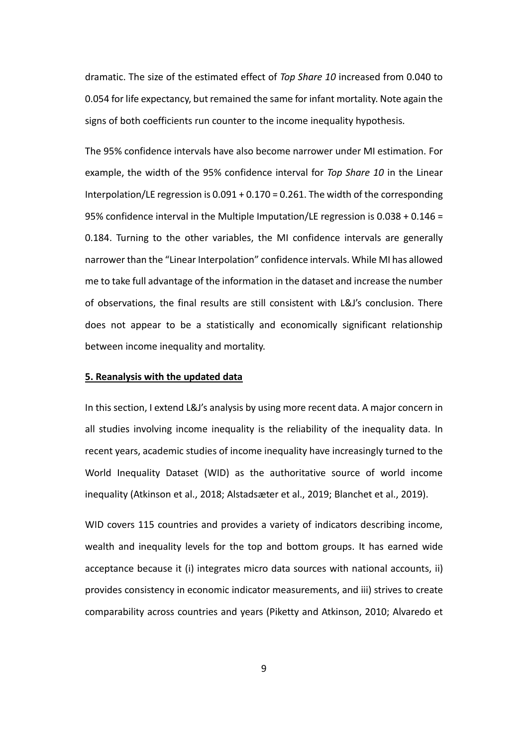dramatic. The size of the estimated effect of *Top Share 10* increased from 0.040 to 0.054 for life expectancy, but remained the same for infant mortality. Note again the signs of both coefficients run counter to the income inequality hypothesis.

The 95% confidence intervals have also become narrower under MI estimation. For example, the width of the 95% confidence interval for *Top Share 10* in the Linear Interpolation/LE regression is 0.091 + 0.170 = 0.261. The width of the corresponding 95% confidence interval in the Multiple Imputation/LE regression is 0.038 + 0.146 = 0.184. Turning to the other variables, the MI confidence intervals are generally narrower than the "Linear Interpolation" confidence intervals. While MI has allowed me to take full advantage of the information in the dataset and increase the number of observations, the final results are still consistent with L&J's conclusion. There does not appear to be a statistically and economically significant relationship between income inequality and mortality.

## 5. Reanalysis with the updated data

In this section, I extend L&J's analysis by using more recent data. A major concern in all studies involving income inequality is the reliability of the inequality data. In recent years, academic studies of income inequality have increasingly turned to the World Inequality Dataset (WID) as the authoritative source of world income inequality (Atkinson et al., 2018; Alstadsæter et al., 2019; Blanchet et al., 2019).

WID covers 115 countries and provides a variety of indicators describing income, wealth and inequality levels for the top and bottom groups. It has earned wide acceptance because it (i) integrates micro data sources with national accounts, ii) provides consistency in economic indicator measurements, and iii) strives to create comparability across countries and years (Piketty and Atkinson, 2010; Alvaredo et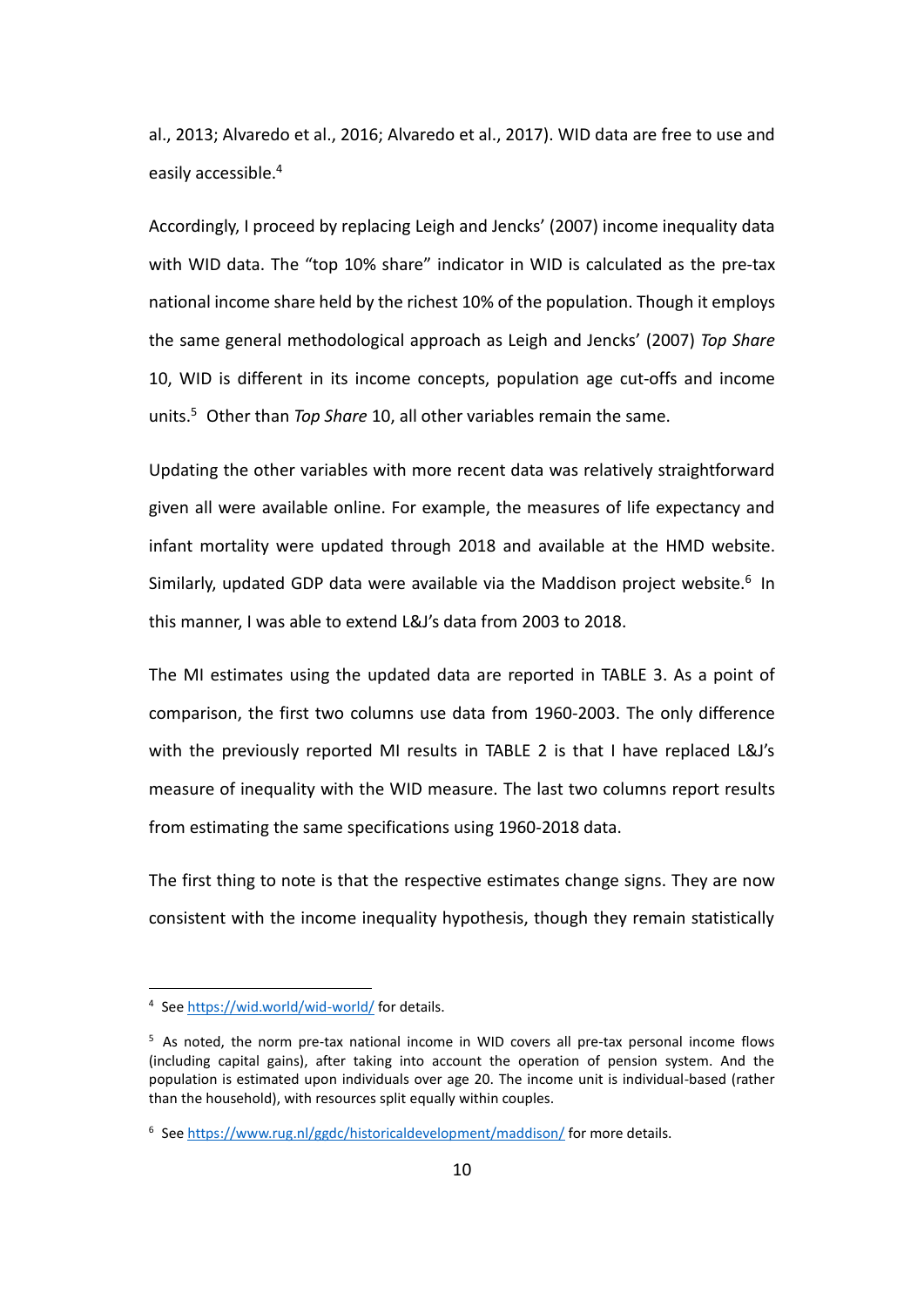al., 2013; Alvaredo et al., 2016; Alvaredo et al., 2017). WID data are free to use and easily accessible.[4]

Accordingly, I proceed by replacing Leigh and Jencks' (2007) income inequality data with WID data. The "top 10% share" indicator in WID is calculated as the pre-tax national income share held by the richest 10% of the population. Though it employs the same general methodological approach as Leigh and Jencks' (2007) *Top Share* 10, WID is different in its income concepts, population age cut-offs and income units.[5] Other than *Top Share* 10, all other variables remain the same.

Updating the other variables with more recent data was relatively straightforward given all were available online. For example, the measures of life expectancy and infant mortality were updated through 2018 and available at the HMD website. Similarly, updated GDP data were available via the Maddison project website.[6] In this manner, I was able to extend L&J's data from 2003 to 2018.

The MI estimates using the updated data are reported in TABLE 3. As a point of comparison, the first two columns use data from 1960-2003. The only difference with the previously reported MI results in TABLE 2 is that I have replaced L&J's measure of inequality with the WID measure. The last two columns report results from estimating the same specifications using 1960-2018 data.

The first thing to note is that the respective estimates change signs. They are now consistent with the income inequality hypothesis, though they remain statistically

---

[4] See https://wid.world/wid-world/ for details.

[5] As noted, the norm pre-tax national income in WID covers all pre-tax personal income flows (including capital gains), after taking into account the operation of pension system. And the population is estimated upon individuals over age 20. The income unit is individual-based (rather than the household), with resources split equally within couples.

[6] See https://www.rug.nl/ggdc/historicaldevelopment/maddison/ for more details.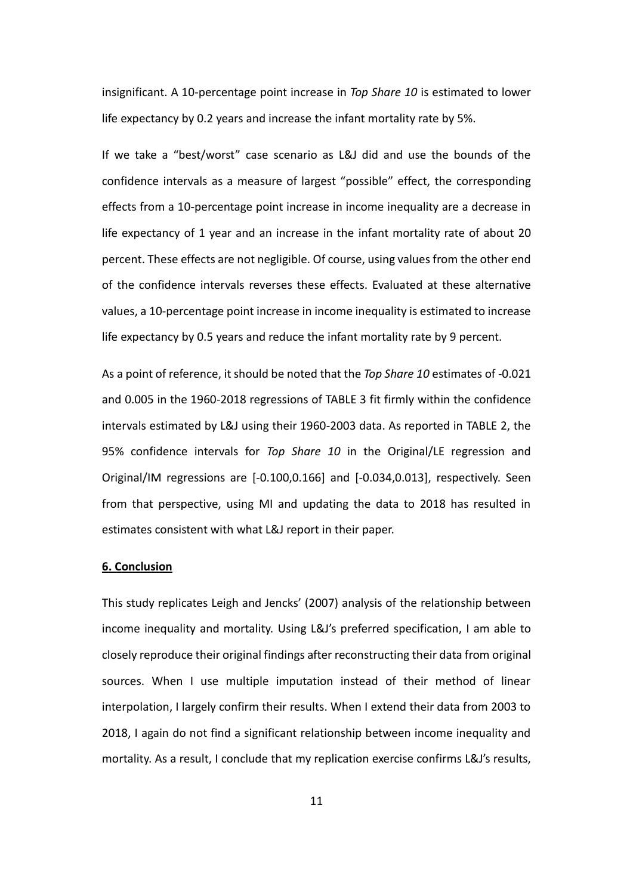insignificant. A 10-percentage point increase in *Top Share 10* is estimated to lower life expectancy by 0.2 years and increase the infant mortality rate by 5%.

If we take a "best/worst" case scenario as L&J did and use the bounds of the confidence intervals as a measure of largest "possible" effect, the corresponding effects from a 10-percentage point increase in income inequality are a decrease in life expectancy of 1 year and an increase in the infant mortality rate of about 20 percent. These effects are not negligible. Of course, using values from the other end of the confidence intervals reverses these effects. Evaluated at these alternative values, a 10-percentage point increase in income inequality is estimated to increase life expectancy by 0.5 years and reduce the infant mortality rate by 9 percent.

As a point of reference, it should be noted that the *Top Share 10* estimates of -0.021 and 0.005 in the 1960-2018 regressions of TABLE 3 fit firmly within the confidence intervals estimated by L&J using their 1960-2003 data. As reported in TABLE 2, the 95% confidence intervals for *Top Share 10* in the Original/LE regression and Original/IM regressions are [-0.100,0.166] and [-0.034,0.013], respectively. Seen from that perspective, using MI and updating the data to 2018 has resulted in estimates consistent with what L&J report in their paper.

## 6. Conclusion

This study replicates Leigh and Jencks' (2007) analysis of the relationship between income inequality and mortality. Using L&J's preferred specification, I am able to closely reproduce their original findings after reconstructing their data from original sources. When I use multiple imputation instead of their method of linear interpolation, I largely confirm their results. When I extend their data from 2003 to 2018, I again do not find a significant relationship between income inequality and mortality. As a result, I conclude that my replication exercise confirms L&J's results,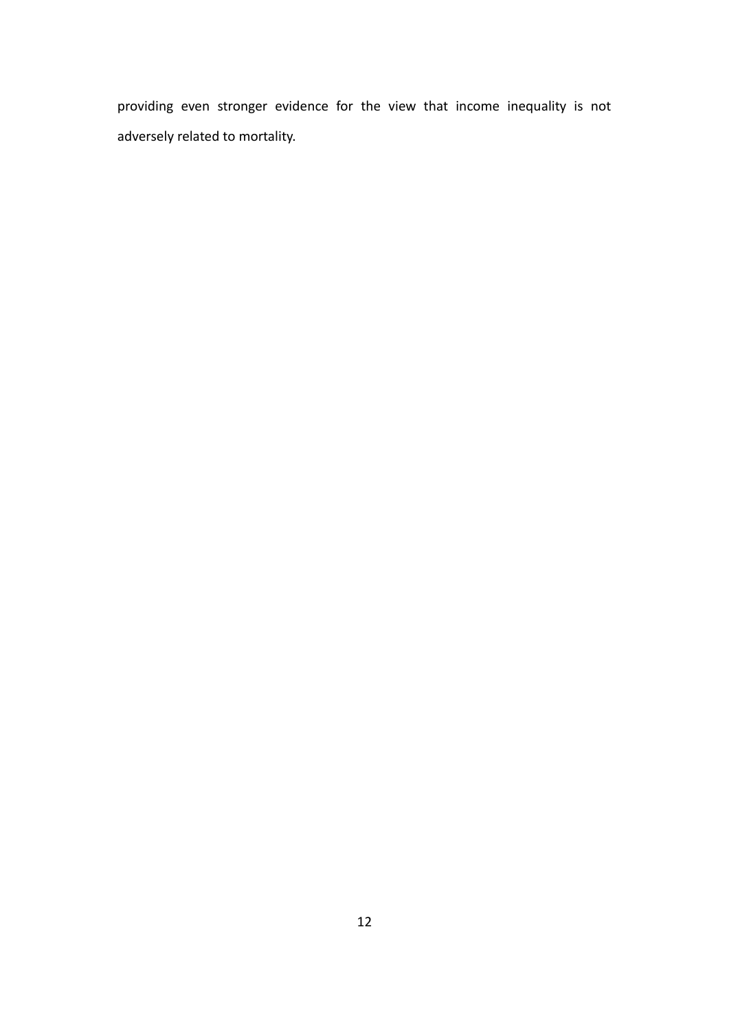providing even stronger evidence for the view that income inequality is not adversely related to mortality.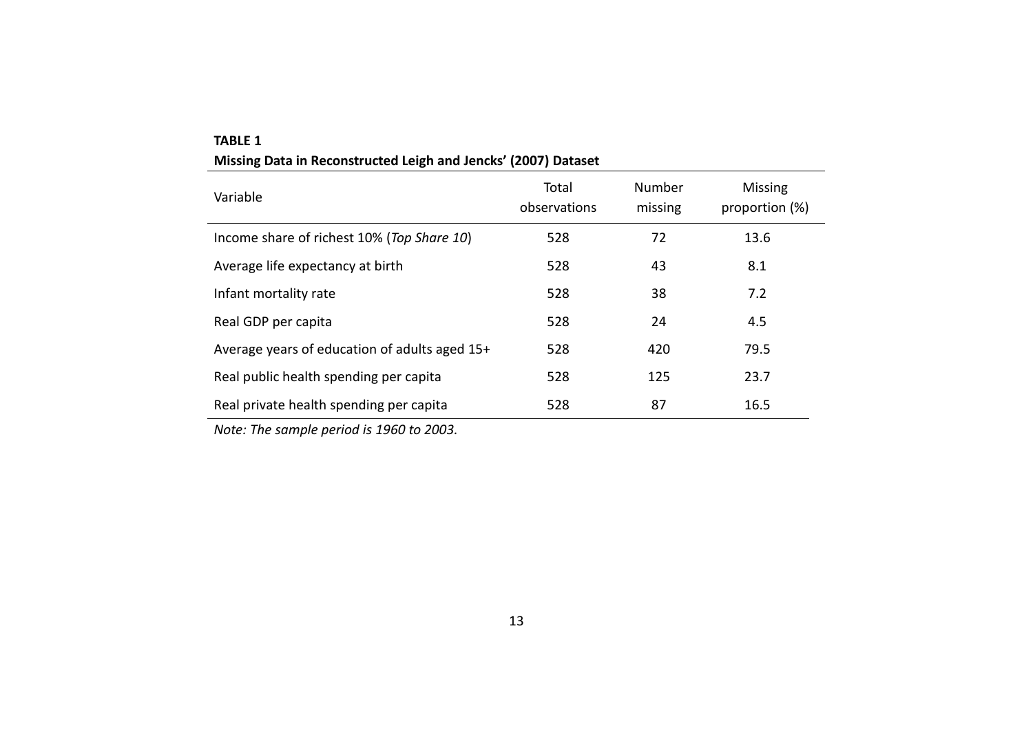**TABLE 1**

**Missing Data in Reconstructed Leigh and Jencks' (2007) Dataset**

| Variable | Total observations | Number missing | Missing proportion (%) |
|---|---|---|---|
| Income share of richest 10% (*Top Share 10*) | 528 | 72 | 13.6 |
| Average life expectancy at birth | 528 | 43 | 8.1 |
| Infant mortality rate | 528 | 38 | 7.2 |
| Real GDP per capita | 528 | 24 | 4.5 |
| Average years of education of adults aged 15+ | 528 | 420 | 79.5 |
| Real public health spending per capita | 528 | 125 | 23.7 |
| Real private health spending per capita | 528 | 87 | 16.5 |

*Note: The sample period is 1960 to 2003.*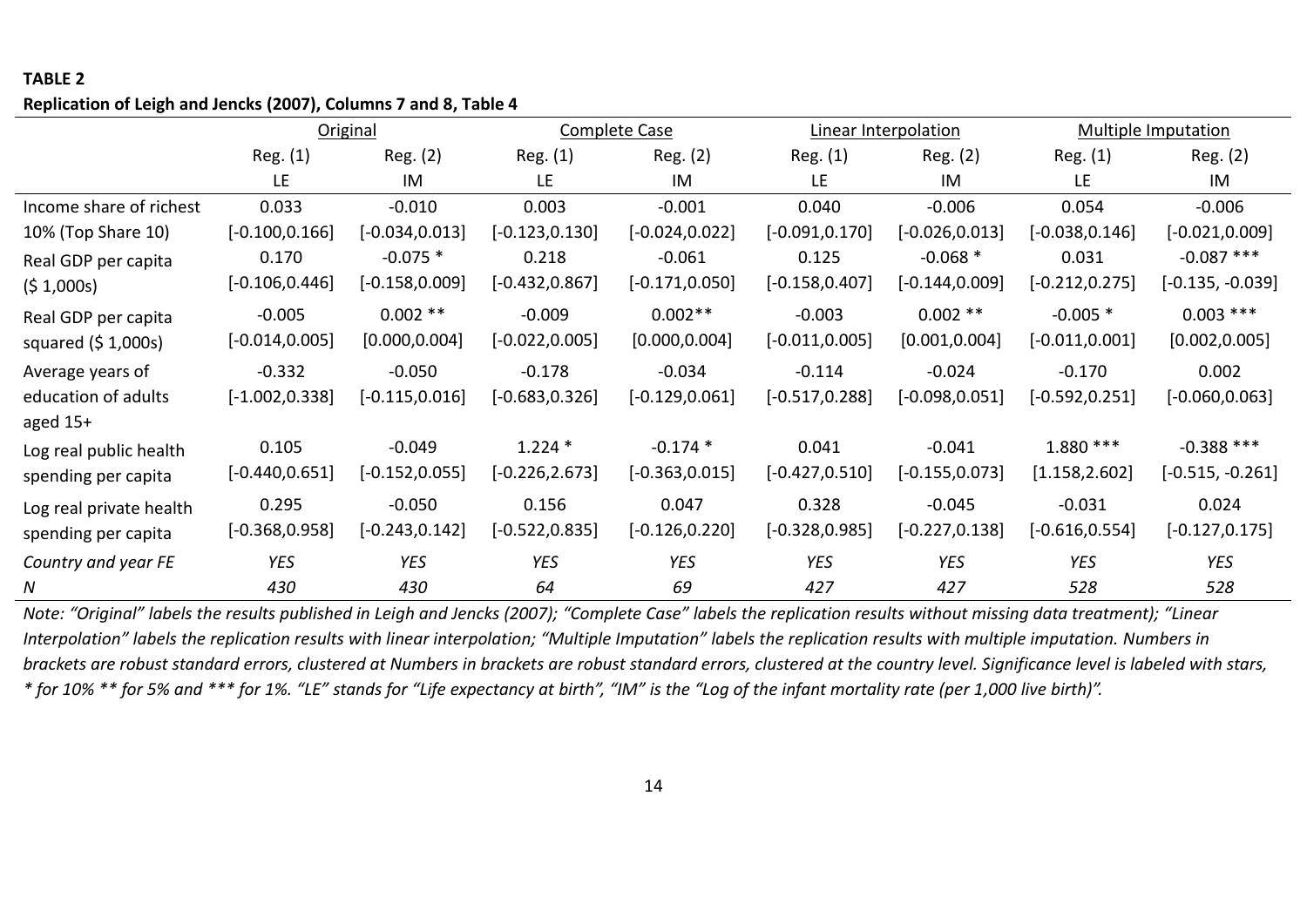**TABLE 2**

**Replication of Leigh and Jencks (2007), Columns 7 and 8, Table 4**

| | Original | | Complete Case | | Linear Interpolation | | Multiple Imputation | |
|---|---|---|---|---|---|---|---|---|
| | Reg. (1) | Reg. (2) | Reg. (1) | Reg. (2) | Reg. (1) | Reg. (2) | Reg. (1) | Reg. (2) |
| | LE | IM | LE | IM | LE | IM | LE | IM |
| Income share of richest | 0.033 | -0.010 | 0.003 | -0.001 | 0.040 | -0.006 | 0.054 | -0.006 |
| 10% (Top Share 10) | [-0.100,0.166] | [-0.034,0.013] | [-0.123,0.130] | [-0.024,0.022] | [-0.091,0.170] | [-0.026,0.013] | [-0.038,0.146] | [-0.021,0.009] |
| Real GDP per capita | 0.170 | -0.075 * | 0.218 | -0.061 | 0.125 | -0.068 * | 0.031 | -0.087 *** |
| ($ 1,000s) | [-0.106,0.446] | [-0.158,0.009] | [-0.432,0.867] | [-0.171,0.050] | [-0.158,0.407] | [-0.144,0.009] | [-0.212,0.275] | [-0.135, -0.039] |
| Real GDP per capita | -0.005 | 0.002 ** | -0.009 | 0.002** | -0.003 | 0.002 ** | -0.005 * | 0.003 *** |
| squared ($ 1,000s) | [-0.014,0.005] | [0.000,0.004] | [-0.022,0.005] | [0.000,0.004] | [-0.011,0.005] | [0.001,0.004] | [-0.011,0.001] | [0.002,0.005] |
| Average years of education of adults aged 15+ | -0.332 | -0.050 | -0.178 | -0.034 | -0.114 | -0.024 | -0.170 | 0.002 |
| | [-1.002,0.338] | [-0.115,0.016] | [-0.683,0.326] | [-0.129,0.061] | [-0.517,0.288] | [-0.098,0.051] | [-0.592,0.251] | [-0.060,0.063] |
| Log real public health | 0.105 | -0.049 | 1.224 * | -0.174 * | 0.041 | -0.041 | 1.880 *** | -0.388 *** |
| spending per capita | [-0.440,0.651] | [-0.152,0.055] | [-0.226,2.673] | [-0.363,0.015] | [-0.427,0.510] | [-0.155,0.073] | [1.158,2.602] | [-0.515, -0.261] |
| Log real private health | 0.295 | -0.050 | 0.156 | 0.047 | 0.328 | -0.045 | -0.031 | 0.024 |
| spending per capita | [-0.368,0.958] | [-0.243,0.142] | [-0.522,0.835] | [-0.126,0.220] | [-0.328,0.985] | [-0.227,0.138] | [-0.616,0.554] | [-0.127,0.175] |
| *Country and year FE* | *YES* | *YES* | *YES* | *YES* | *YES* | *YES* | *YES* | *YES* |
| *N* | *430* | *430* | *64* | *69* | *427* | *427* | *528* | *528* |

*Note: "Original" labels the results published in Leigh and Jencks (2007); "Complete Case" labels the replication results without missing data treatment); "Linear Interpolation" labels the replication results with linear interpolation; "Multiple Imputation" labels the replication results with multiple imputation. Numbers in brackets are robust standard errors, clustered at Numbers in brackets are robust standard errors, clustered at the country level. Significance level is labeled with stars, * for 10% ** for 5% and *** for 1%. "LE" stands for "Life expectancy at birth", "IM" is the "Log of the infant mortality rate (per 1,000 live birth)".*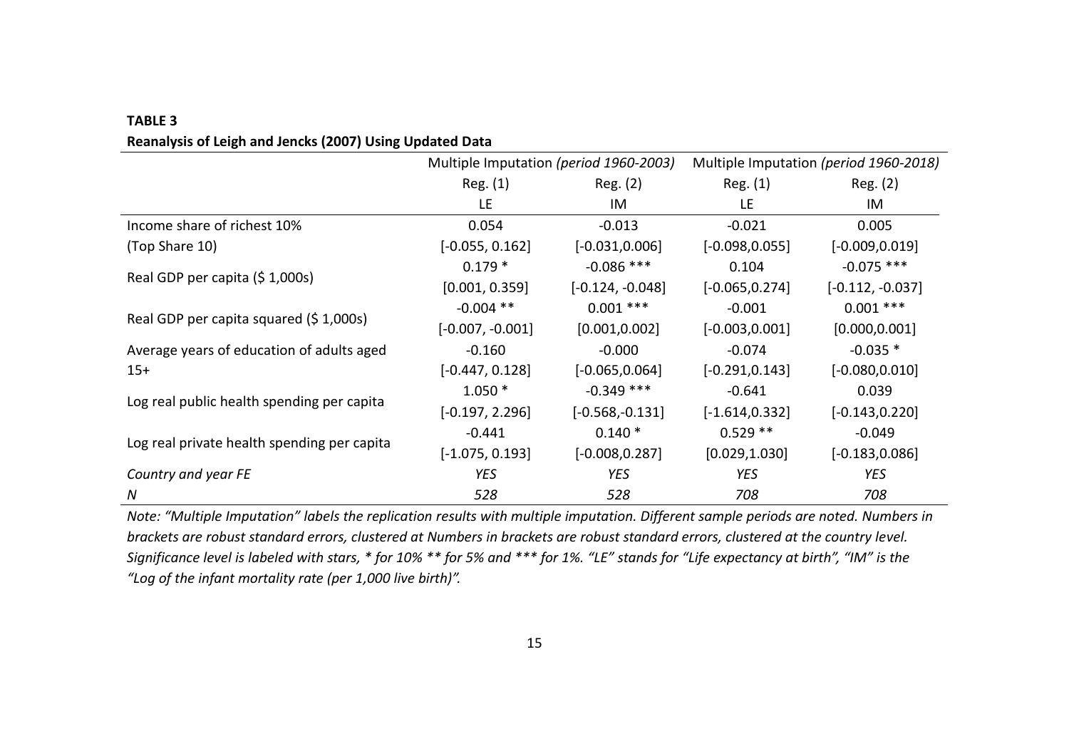**TABLE 3**

**Reanalysis of Leigh and Jencks (2007) Using Updated Data**

| | Multiple Imputation *(period 1960-2003)* | | Multiple Imputation *(period 1960-2018)* | |
|---|---|---|---|---|
| | Reg. (1) | Reg. (2) | Reg. (1) | Reg. (2) |
| | LE | IM | LE | IM |
| Income share of richest 10% | 0.054 | -0.013 | -0.021 | 0.005 |
| (Top Share 10) | [-0.055, 0.162] | [-0.031,0.006] | [-0.098,0.055] | [-0.009,0.019] |
| Real GDP per capita ($ 1,000s) | 0.179 * | -0.086 *** | 0.104 | -0.075 *** |
| | [0.001, 0.359] | [-0.124, -0.048] | [-0.065,0.274] | [-0.112, -0.037] |
| Real GDP per capita squared ($ 1,000s) | -0.004 ** | 0.001 *** | -0.001 | 0.001 *** |
| | [-0.007, -0.001] | [0.001,0.002] | [-0.003,0.001] | [0.000,0.001] |
| Average years of education of adults aged | -0.160 | -0.000 | -0.074 | -0.035 * |
| 15+ | [-0.447, 0.128] | [-0.065,0.064] | [-0.291,0.143] | [-0.080,0.010] |
| Log real public health spending per capita | 1.050 * | -0.349 *** | -0.641 | 0.039 |
| | [-0.197, 2.296] | [-0.568,-0.131] | [-1.614,0.332] | [-0.143,0.220] |
| Log real private health spending per capita | -0.441 | 0.140 * | 0.529 ** | -0.049 |
| | [-1.075, 0.193] | [-0.008,0.287] | [0.029,1.030] | [-0.183,0.086] |
| *Country and year FE* | *YES* | *YES* | *YES* | *YES* |
| *N* | *528* | *528* | *708* | *708* |

*Note: "Multiple Imputation" labels the replication results with multiple imputation. Different sample periods are noted. Numbers in brackets are robust standard errors, clustered at Numbers in brackets are robust standard errors, clustered at the country level. Significance level is labeled with stars, * for 10% ** for 5% and *** for 1%. "LE" stands for "Life expectancy at birth", "IM" is the "Log of the infant mortality rate (per 1,000 live birth)".*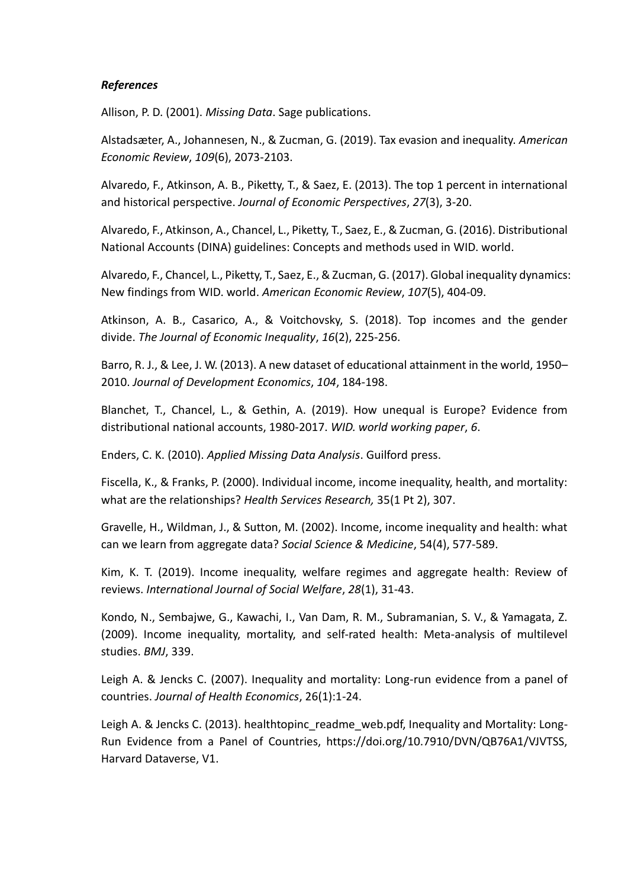***References***

Allison, P. D. (2001). *Missing Data*. Sage publications.

Alstadsæter, A., Johannesen, N., & Zucman, G. (2019). Tax evasion and inequality. *American Economic Review*, *109*(6), 2073-2103.

Alvaredo, F., Atkinson, A. B., Piketty, T., & Saez, E. (2013). The top 1 percent in international and historical perspective. *Journal of Economic Perspectives*, *27*(3), 3-20.

Alvaredo, F., Atkinson, A., Chancel, L., Piketty, T., Saez, E., & Zucman, G. (2016). Distributional National Accounts (DINA) guidelines: Concepts and methods used in WID. world.

Alvaredo, F., Chancel, L., Piketty, T., Saez, E., & Zucman, G. (2017). Global inequality dynamics: New findings from WID. world. *American Economic Review*, *107*(5), 404-09.

Atkinson, A. B., Casarico, A., & Voitchovsky, S. (2018). Top incomes and the gender divide. *The Journal of Economic Inequality*, *16*(2), 225-256.

Barro, R. J., & Lee, J. W. (2013). A new dataset of educational attainment in the world, 1950–2010. *Journal of Development Economics*, *104*, 184-198.

Blanchet, T., Chancel, L., & Gethin, A. (2019). How unequal is Europe? Evidence from distributional national accounts, 1980-2017. *WID. world working paper*, *6*.

Enders, C. K. (2010). *Applied Missing Data Analysis*. Guilford press.

Fiscella, K., & Franks, P. (2000). Individual income, income inequality, health, and mortality: what are the relationships? *Health Services Research,* 35(1 Pt 2), 307.

Gravelle, H., Wildman, J., & Sutton, M. (2002). Income, income inequality and health: what can we learn from aggregate data? *Social Science & Medicine*, 54(4), 577-589.

Kim, K. T. (2019). Income inequality, welfare regimes and aggregate health: Review of reviews. *International Journal of Social Welfare*, *28*(1), 31-43.

Kondo, N., Sembajwe, G., Kawachi, I., Van Dam, R. M., Subramanian, S. V., & Yamagata, Z. (2009). Income inequality, mortality, and self-rated health: Meta-analysis of multilevel studies. *BMJ*, 339.

Leigh A. & Jencks C. (2007). Inequality and mortality: Long-run evidence from a panel of countries. *Journal of Health Economics*, 26(1):1-24.

Leigh A. & Jencks C. (2013). healthtopinc_readme_web.pdf, Inequality and Mortality: Long-Run Evidence from a Panel of Countries, https://doi.org/10.7910/DVN/QB76A1/VJVTSS, Harvard Dataverse, V1.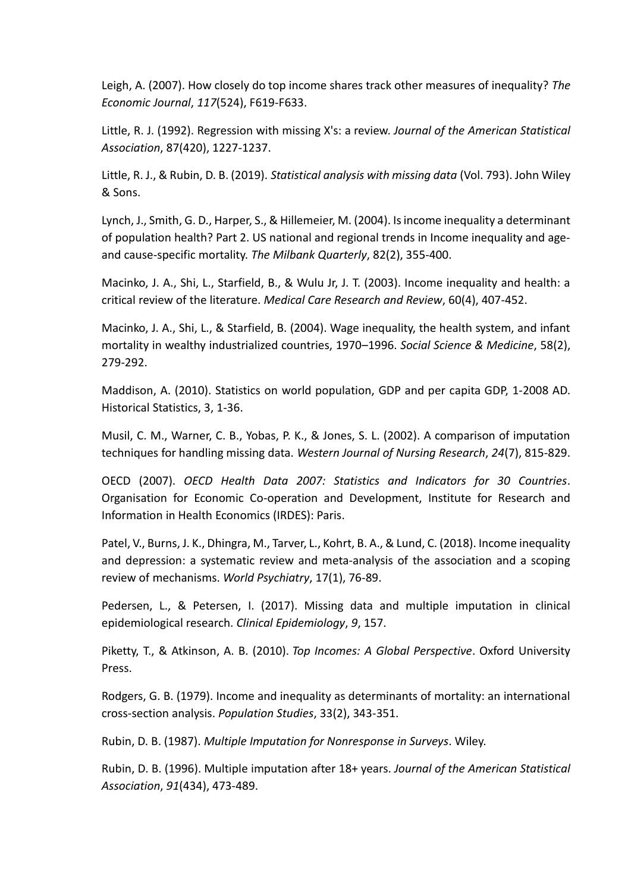Leigh, A. (2007). How closely do top income shares track other measures of inequality? *The Economic Journal*, *117*(524), F619-F633.

Little, R. J. (1992). Regression with missing X's: a review. *Journal of the American Statistical Association*, 87(420), 1227-1237.

Little, R. J., & Rubin, D. B. (2019). *Statistical analysis with missing data* (Vol. 793). John Wiley & Sons.

Lynch, J., Smith, G. D., Harper, S., & Hillemeier, M. (2004). Is income inequality a determinant of population health? Part 2. US national and regional trends in Income inequality and age- and cause-specific mortality. *The Milbank Quarterly*, 82(2), 355-400.

Macinko, J. A., Shi, L., Starfield, B., & Wulu Jr, J. T. (2003). Income inequality and health: a critical review of the literature. *Medical Care Research and Review*, 60(4), 407-452.

Macinko, J. A., Shi, L., & Starfield, B. (2004). Wage inequality, the health system, and infant mortality in wealthy industrialized countries, 1970–1996. *Social Science & Medicine*, 58(2), 279-292.

Maddison, A. (2010). Statistics on world population, GDP and per capita GDP, 1-2008 AD. Historical Statistics, 3, 1-36.

Musil, C. M., Warner, C. B., Yobas, P. K., & Jones, S. L. (2002). A comparison of imputation techniques for handling missing data. *Western Journal of Nursing Research*, *24*(7), 815-829.

OECD (2007). *OECD Health Data 2007: Statistics and Indicators for 30 Countries*. Organisation for Economic Co-operation and Development, Institute for Research and Information in Health Economics (IRDES): Paris.

Patel, V., Burns, J. K., Dhingra, M., Tarver, L., Kohrt, B. A., & Lund, C. (2018). Income inequality and depression: a systematic review and meta-analysis of the association and a scoping review of mechanisms. *World Psychiatry*, 17(1), 76-89.

Pedersen, L., & Petersen, I. (2017). Missing data and multiple imputation in clinical epidemiological research. *Clinical Epidemiology*, *9*, 157.

Piketty, T., & Atkinson, A. B. (2010). *Top Incomes: A Global Perspective*. Oxford University Press.

Rodgers, G. B. (1979). Income and inequality as determinants of mortality: an international cross-section analysis. *Population Studies*, 33(2), 343-351.

Rubin, D. B. (1987). *Multiple Imputation for Nonresponse in Surveys*. Wiley.

Rubin, D. B. (1996). Multiple imputation after 18+ years. *Journal of the American Statistical Association*, *91*(434), 473-489.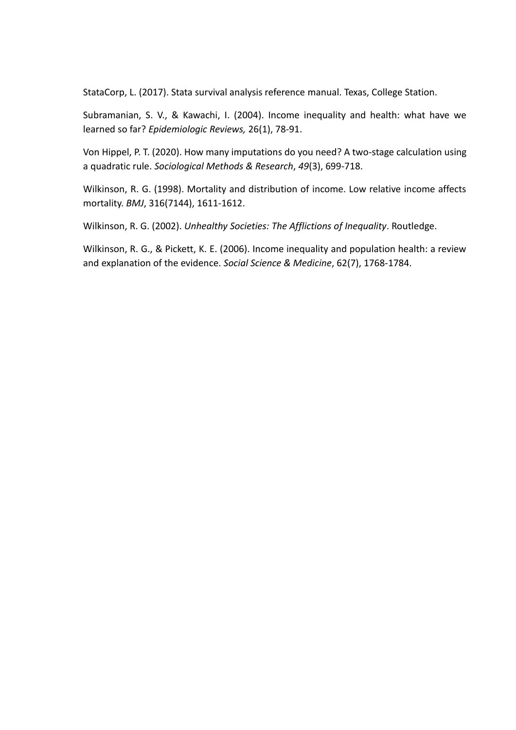StataCorp, L. (2017). Stata survival analysis reference manual. Texas, College Station.

Subramanian, S. V., & Kawachi, I. (2004). Income inequality and health: what have we learned so far? *Epidemiologic Reviews,* 26(1), 78-91.

Von Hippel, P. T. (2020). How many imputations do you need? A two-stage calculation using a quadratic rule. *Sociological Methods & Research*, *49*(3), 699-718.

Wilkinson, R. G. (1998). Mortality and distribution of income. Low relative income affects mortality. *BMJ*, 316(7144), 1611-1612.

Wilkinson, R. G. (2002). *Unhealthy Societies: The Afflictions of Inequality*. Routledge.

Wilkinson, R. G., & Pickett, K. E. (2006). Income inequality and population health: a review and explanation of the evidence. *Social Science & Medicine*, 62(7), 1768-1784.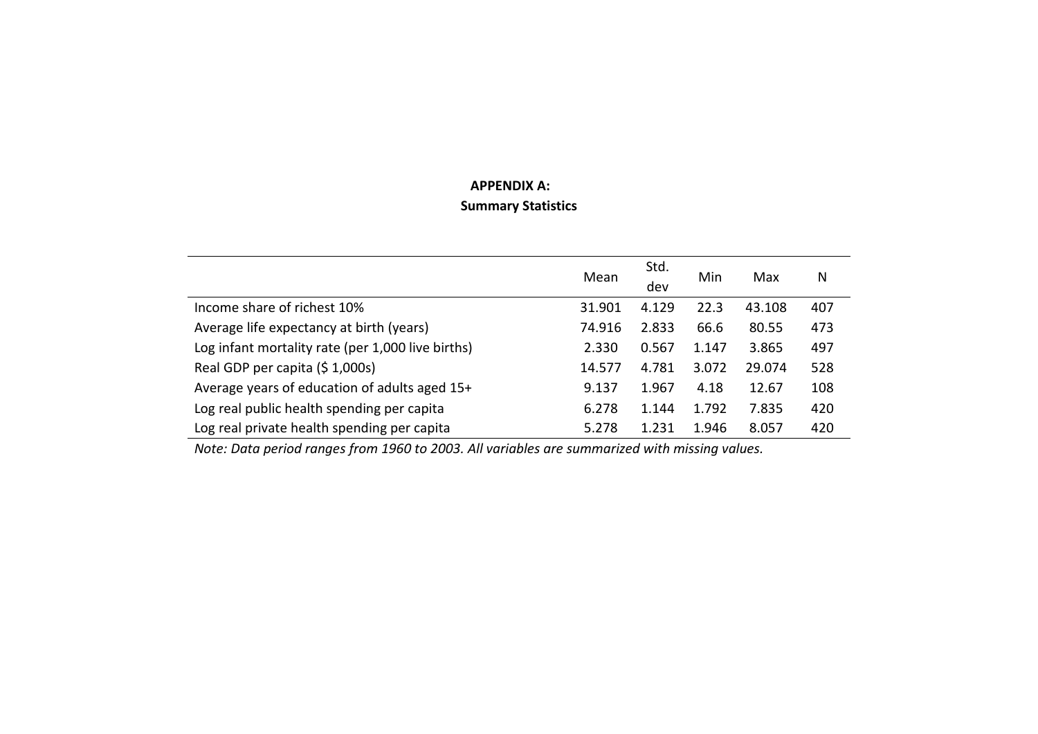**APPENDIX A:**

**Summary Statistics**

| | Mean | Std. dev | Min | Max | N |
|---|---|---|---|---|---|
| Income share of richest 10% | 31.901 | 4.129 | 22.3 | 43.108 | 407 |
| Average life expectancy at birth (years) | 74.916 | 2.833 | 66.6 | 80.55 | 473 |
| Log infant mortality rate (per 1,000 live births) | 2.330 | 0.567 | 1.147 | 3.865 | 497 |
| Real GDP per capita ($ 1,000s) | 14.577 | 4.781 | 3.072 | 29.074 | 528 |
| Average years of education of adults aged 15+ | 9.137 | 1.967 | 4.18 | 12.67 | 108 |
| Log real public health spending per capita | 6.278 | 1.144 | 1.792 | 7.835 | 420 |
| Log real private health spending per capita | 5.278 | 1.231 | 1.946 | 8.057 | 420 |

*Note: Data period ranges from 1960 to 2003. All variables are summarized with missing values.*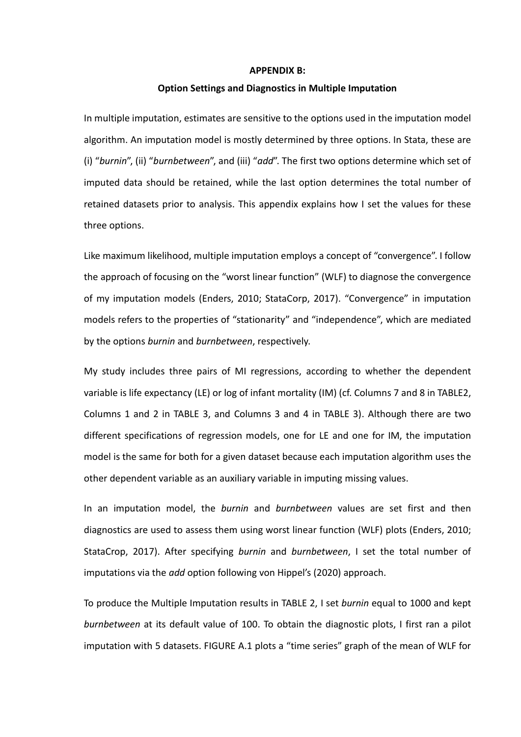**APPENDIX B:**

**Option Settings and Diagnostics in Multiple Imputation**

In multiple imputation, estimates are sensitive to the options used in the imputation model algorithm. An imputation model is mostly determined by three options. In Stata, these are (i) "*burnin*", (ii) "*burnbetween*", and (iii) "*add*". The first two options determine which set of imputed data should be retained, while the last option determines the total number of retained datasets prior to analysis. This appendix explains how I set the values for these three options.

Like maximum likelihood, multiple imputation employs a concept of "convergence". I follow the approach of focusing on the "worst linear function" (WLF) to diagnose the convergence of my imputation models (Enders, 2010; StataCorp, 2017). "Convergence" in imputation models refers to the properties of "stationarity" and "independence", which are mediated by the options *burnin* and *burnbetween*, respectively.

My study includes three pairs of MI regressions, according to whether the dependent variable is life expectancy (LE) or log of infant mortality (IM) (cf. Columns 7 and 8 in TABLE2, Columns 1 and 2 in TABLE 3, and Columns 3 and 4 in TABLE 3). Although there are two different specifications of regression models, one for LE and one for IM, the imputation model is the same for both for a given dataset because each imputation algorithm uses the other dependent variable as an auxiliary variable in imputing missing values.

In an imputation model, the *burnin* and *burnbetween* values are set first and then diagnostics are used to assess them using worst linear function (WLF) plots (Enders, 2010; StataCrop, 2017). After specifying *burnin* and *burnbetween*, I set the total number of imputations via the *add* option following von Hippel's (2020) approach.

To produce the Multiple Imputation results in TABLE 2, I set *burnin* equal to 1000 and kept *burnbetween* at its default value of 100. To obtain the diagnostic plots, I first ran a pilot imputation with 5 datasets. FIGURE A.1 plots a "time series" graph of the mean of WLF for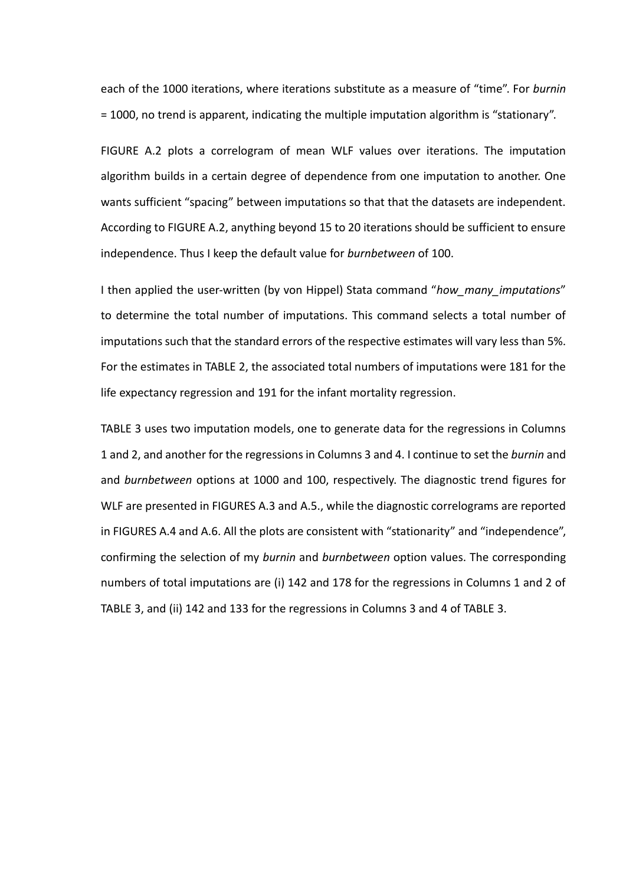each of the 1000 iterations, where iterations substitute as a measure of "time". For *burnin* = 1000, no trend is apparent, indicating the multiple imputation algorithm is "stationary".

FIGURE A.2 plots a correlogram of mean WLF values over iterations. The imputation algorithm builds in a certain degree of dependence from one imputation to another. One wants sufficient "spacing" between imputations so that that the datasets are independent. According to FIGURE A.2, anything beyond 15 to 20 iterations should be sufficient to ensure independence. Thus I keep the default value for *burnbetween* of 100.

I then applied the user-written (by von Hippel) Stata command "*how_many_imputations*" to determine the total number of imputations. This command selects a total number of imputations such that the standard errors of the respective estimates will vary less than 5%. For the estimates in TABLE 2, the associated total numbers of imputations were 181 for the life expectancy regression and 191 for the infant mortality regression.

TABLE 3 uses two imputation models, one to generate data for the regressions in Columns 1 and 2, and another for the regressions in Columns 3 and 4. I continue to set the *burnin* and and *burnbetween* options at 1000 and 100, respectively. The diagnostic trend figures for WLF are presented in FIGURES A.3 and A.5., while the diagnostic correlograms are reported in FIGURES A.4 and A.6. All the plots are consistent with "stationarity" and "independence", confirming the selection of my *burnin* and *burnbetween* option values. The corresponding numbers of total imputations are (i) 142 and 178 for the regressions in Columns 1 and 2 of TABLE 3, and (ii) 142 and 133 for the regressions in Columns 3 and 4 of TABLE 3.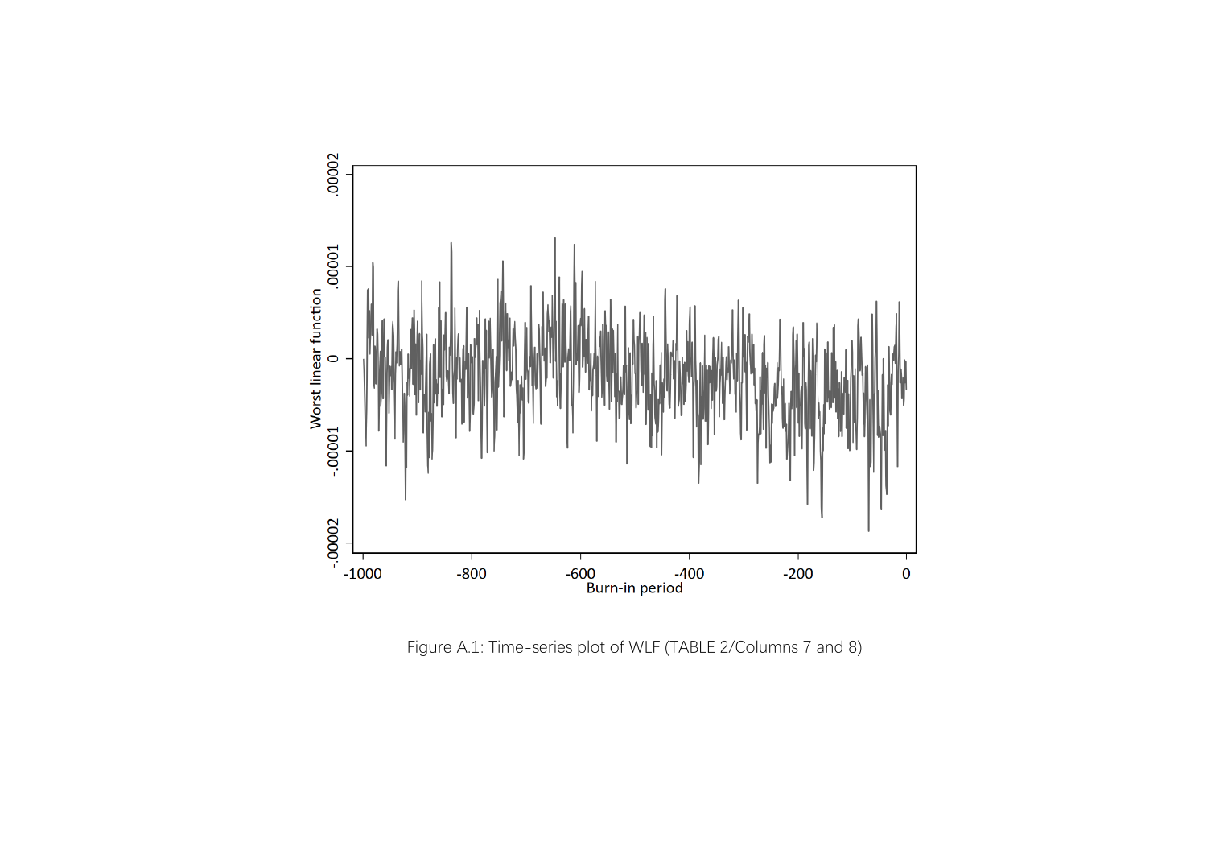Figure A.1: Time-series plot of WLF (TABLE 2/Columns 7 and 8)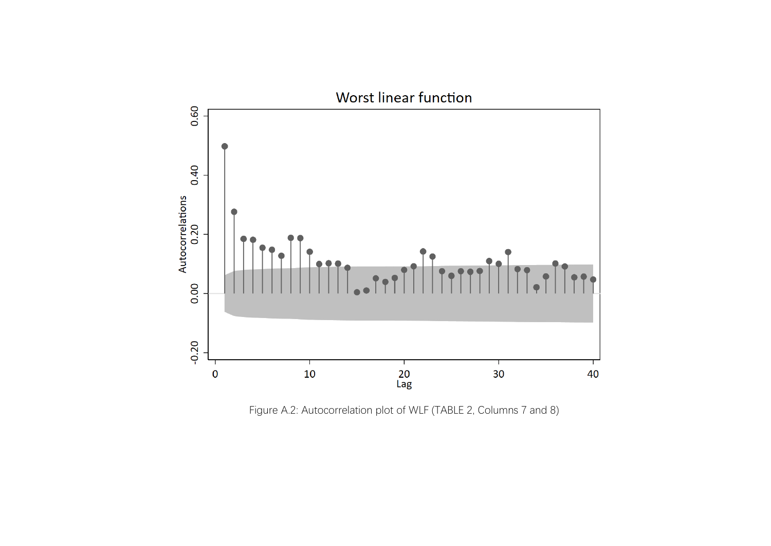Figure A.2: Autocorrelation plot of WLF (TABLE 2, Columns 7 and 8)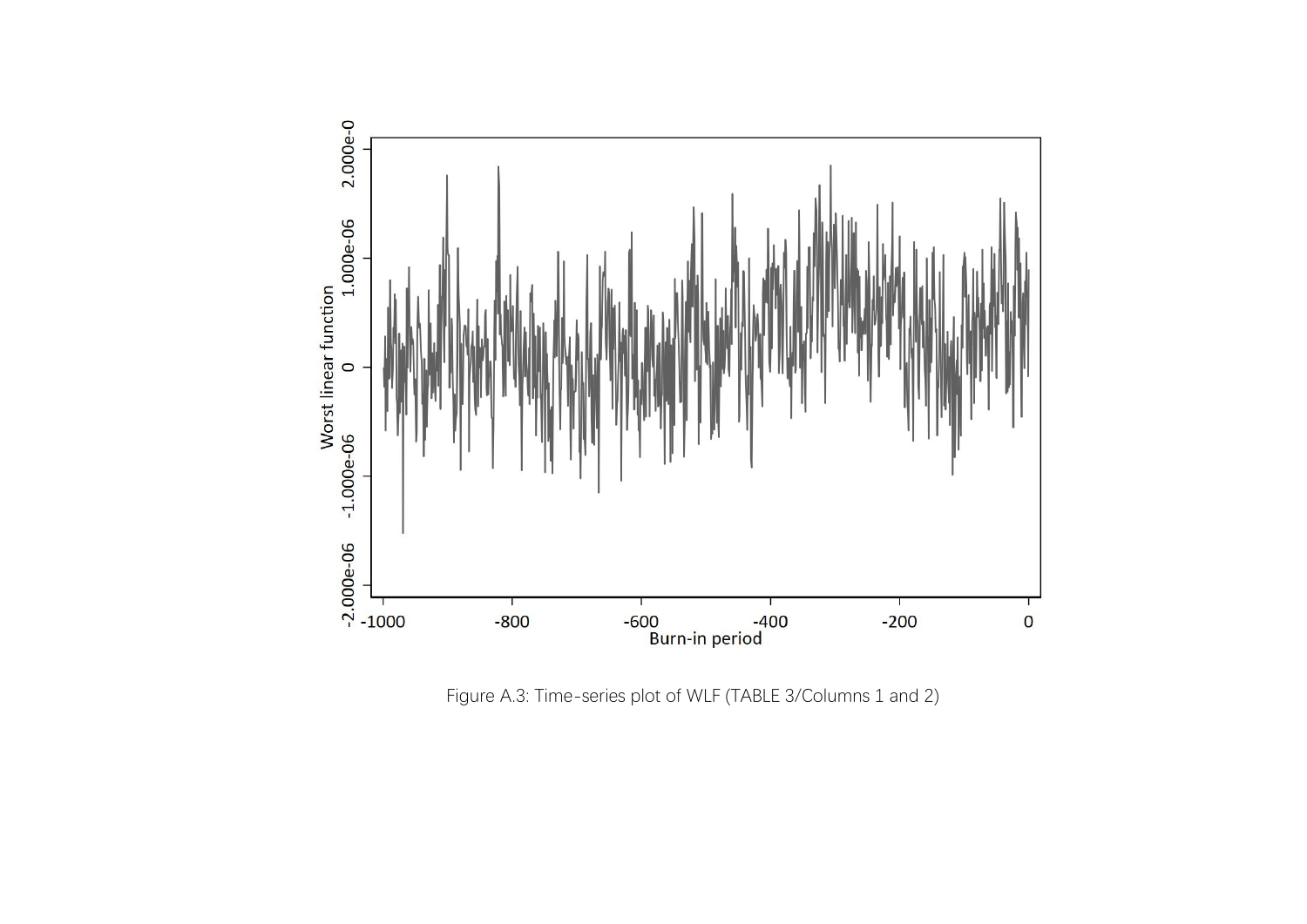Figure A.3: Time-series plot of WLF (TABLE 3/Columns 1 and 2)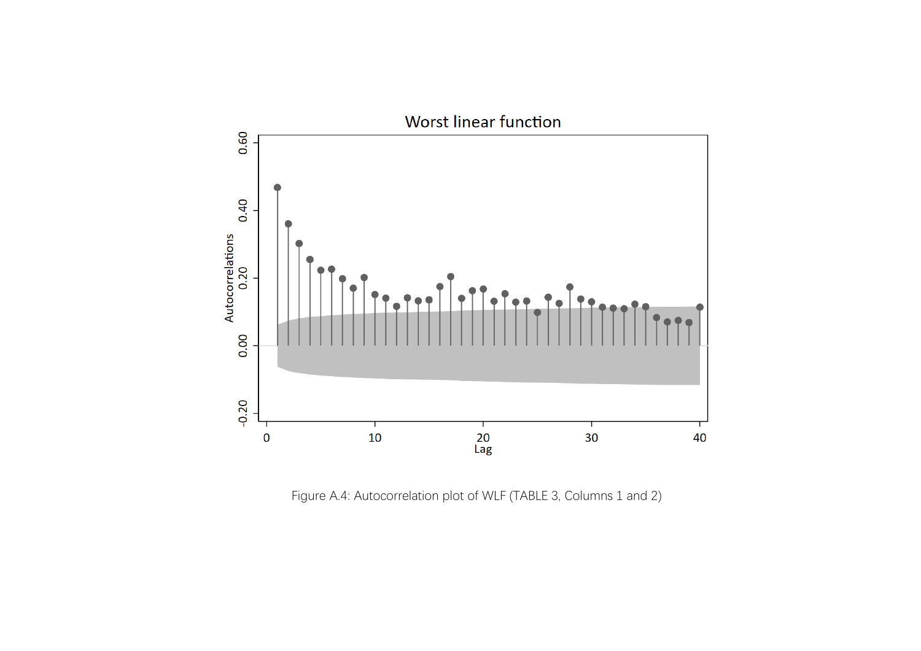Figure A.4: Autocorrelation plot of WLF (TABLE 3, Columns 1 and 2)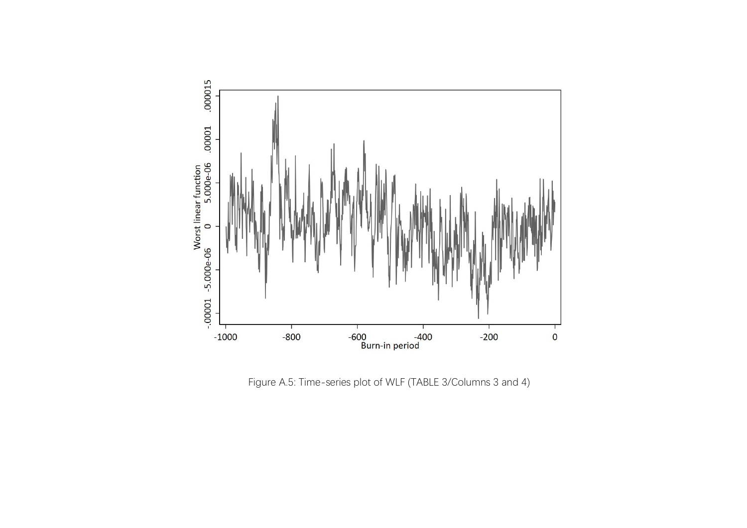Figure A.5: Time-series plot of WLF (TABLE 3/Columns 3 and 4)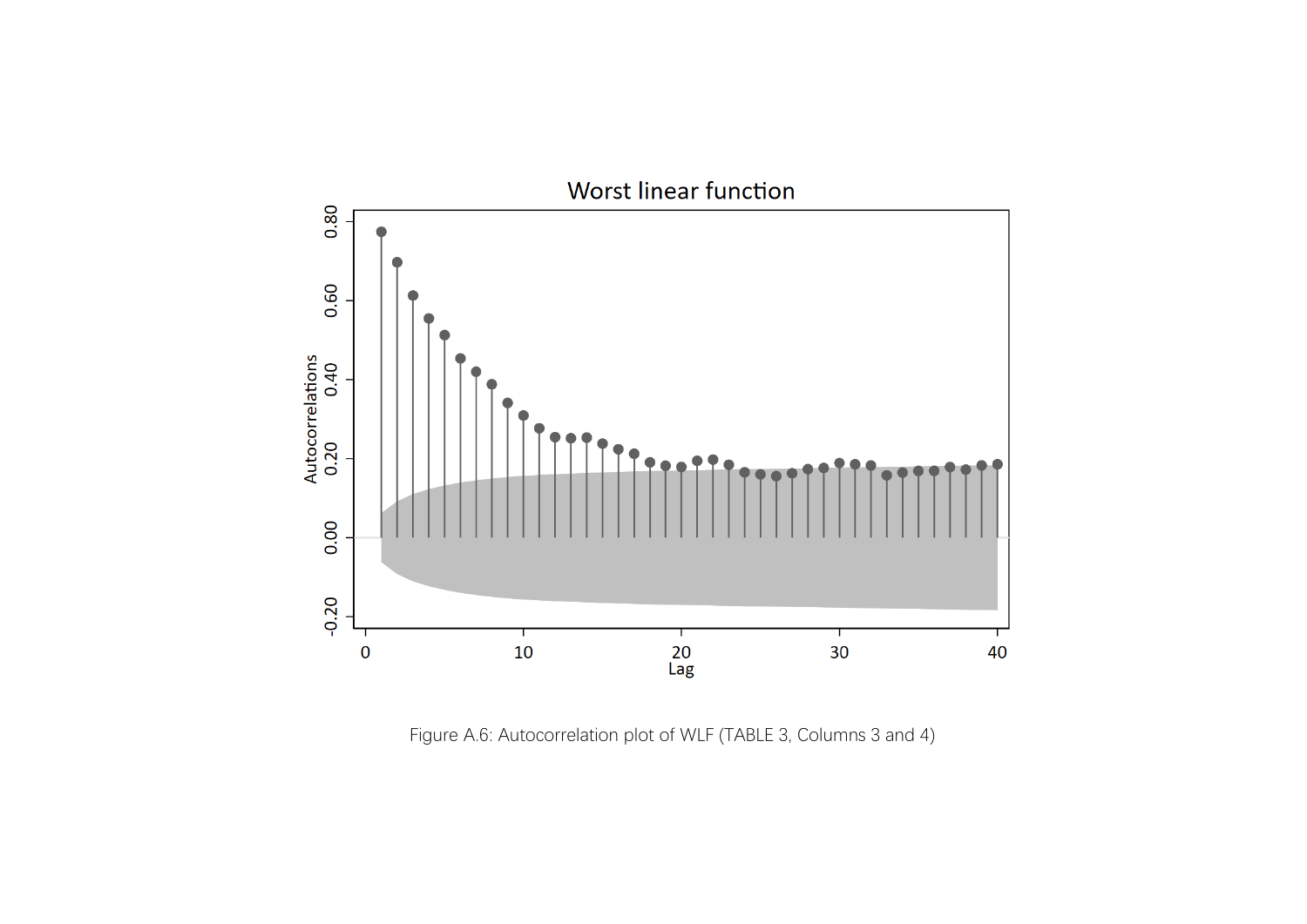Worst linear function

Autocorrelations

0.80
0.60
0.40
0.20
0.00
-0.20

0
10
20
30
40

Lag

Figure A.6: Autocorrelation plot of WLF (TABLE 3, Columns 3 and 4)